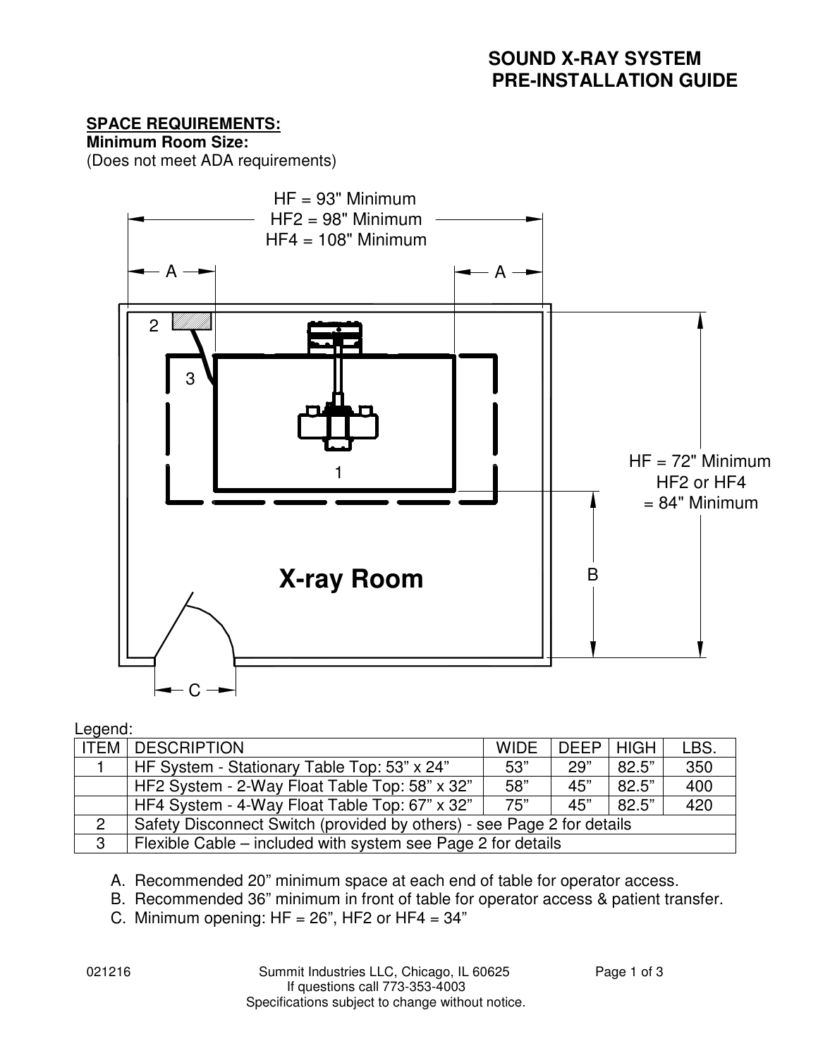# SOUND X-RAY SYSTEM PRE-INSTALLATION GUIDE

**SPACE REQUIREMENTS:**

**Minimum Room Size:**
(Does not meet ADA requirements)

HF = 93" Minimum
HF2 = 98" Minimum
HF4 = 108" Minimum

A A

2

3

1

HF = 72" Minimum
HF2 or HF4
= 84" Minimum

B

**X-ray Room**

C

Legend:

| ITEM | DESCRIPTION | WIDE | DEEP | HIGH | LBS. |
|---|---|---|---|---|---|
| 1 | HF System - Stationary Table Top: 53" x 24" | 53" | 29" | 82.5" | 350 |
| | HF2 System - 2-Way Float Table Top: 58" x 32" | 58" | 45" | 82.5" | 400 |
| | HF4 System - 4-Way Float Table Top: 67" x 32" | 75" | 45" | 82.5" | 420 |
| 2 | Safety Disconnect Switch (provided by others) - see Page 2 for details | | | | |
| 3 | Flexible Cable – included with system see Page 2 for details | | | | |

A. Recommended 20" minimum space at each end of table for operator access.
B. Recommended 36" minimum in front of table for operator access & patient transfer.
C. Minimum opening: HF = 26", HF2 or HF4 = 34"

021216

Summit Industries LLC, Chicago, IL 60625
If questions call 773-353-4003
Specifications subject to change without notice.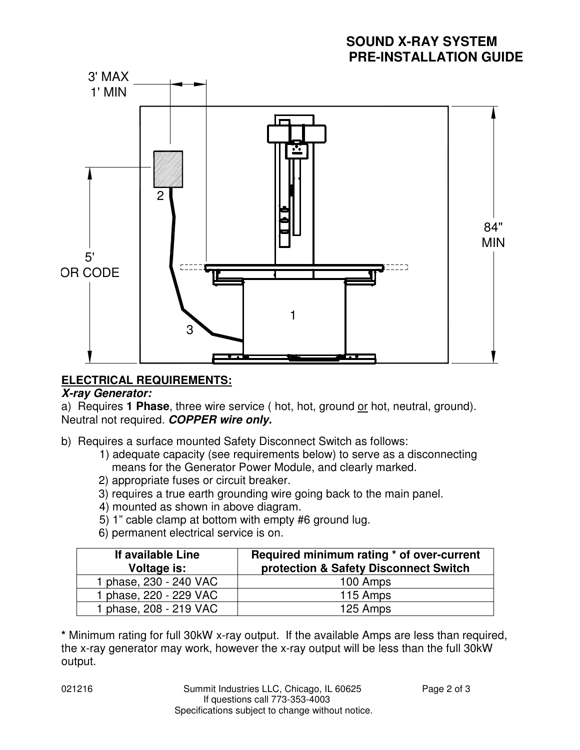## ELECTRICAL REQUIREMENTS:

***X-ray Generator:***

a) Requires **1 Phase**, three wire service ( hot, hot, ground <u>or</u> hot, neutral, ground). Neutral not required. ***COPPER wire only.***

b) Requires a surface mounted Safety Disconnect Switch as follows:

1) adequate capacity (see requirements below) to serve as a disconnecting means for the Generator Power Module, and clearly marked.
2) appropriate fuses or circuit breaker.
3) requires a true earth grounding wire going back to the main panel.
4) mounted as shown in above diagram.
5) 1" cable clamp at bottom with empty #6 ground lug.
6) permanent electrical service is on.

| If available Line Voltage is: | Required minimum rating * of over-current protection & Safety Disconnect Switch |
|---|---|
| 1 phase, 230 - 240 VAC | 100 Amps |
| 1 phase, 220 - 229 VAC | 115 Amps |
| 1 phase, 208 - 219 VAC | 125 Amps |

**\*** Minimum rating for full 30kW x-ray output. If the available Amps are less than required, the x-ray generator may work, however the x-ray output will be less than the full 30kW output.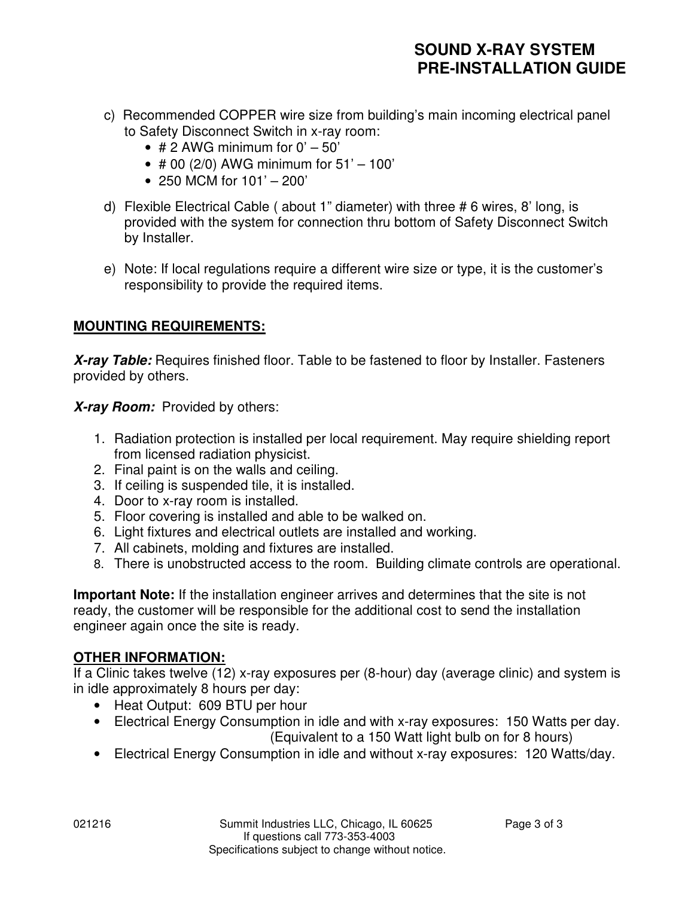c) Recommended COPPER wire size from building's main incoming electrical panel to Safety Disconnect Switch in x-ray room:
   - # 2 AWG minimum for 0' – 50'
   - # 00 (2/0) AWG minimum for 51' – 100'
   - 250 MCM for 101' – 200'

d) Flexible Electrical Cable ( about 1" diameter) with three # 6 wires, 8' long, is provided with the system for connection thru bottom of Safety Disconnect Switch by Installer.

e) Note: If local regulations require a different wire size or type, it is the customer's responsibility to provide the required items.

## MOUNTING REQUIREMENTS:

***X-ray Table:*** Requires finished floor. Table to be fastened to floor by Installer. Fasteners provided by others.

***X-ray Room:*** Provided by others:

1. Radiation protection is installed per local requirement. May require shielding report from licensed radiation physicist.
2. Final paint is on the walls and ceiling.
3. If ceiling is suspended tile, it is installed.
4. Door to x-ray room is installed.
5. Floor covering is installed and able to be walked on.
6. Light fixtures and electrical outlets are installed and working.
7. All cabinets, molding and fixtures are installed.
8. There is unobstructed access to the room. Building climate controls are operational.

**Important Note:** If the installation engineer arrives and determines that the site is not ready, the customer will be responsible for the additional cost to send the installation engineer again once the site is ready.

## OTHER INFORMATION:

If a Clinic takes twelve (12) x-ray exposures per (8-hour) day (average clinic) and system is in idle approximately 8 hours per day:

- Heat Output: 609 BTU per hour
- Electrical Energy Consumption in idle and with x-ray exposures: 150 Watts per day. (Equivalent to a 150 Watt light bulb on for 8 hours)
- Electrical Energy Consumption in idle and without x-ray exposures: 120 Watts/day.

021216 Summit Industries LLC, Chicago, IL 60625
If questions call 773-353-4003
Specifications subject to change without notice.